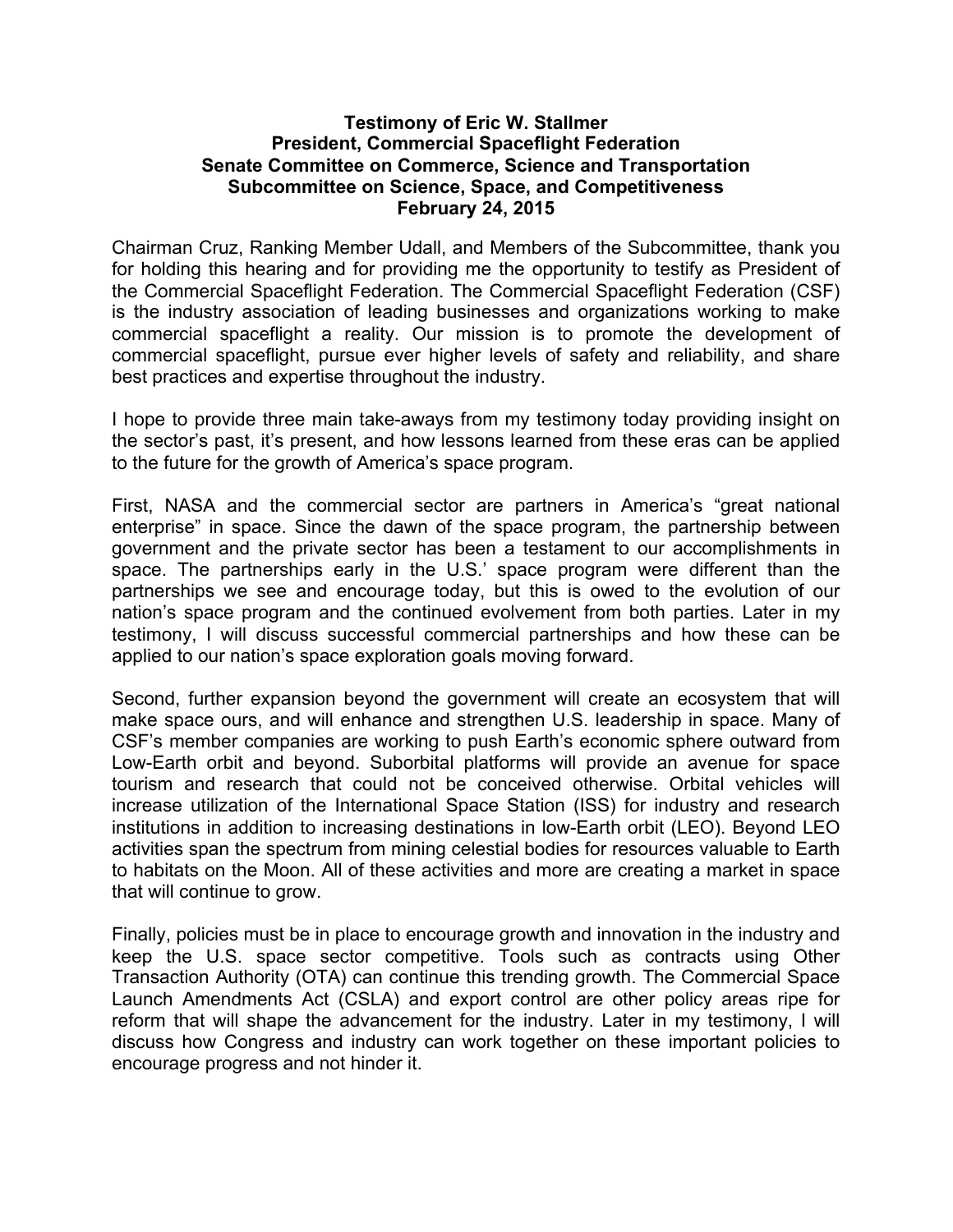**Testimony of Eric W. Stallmer**
**President, Commercial Spaceflight Federation**
**Senate Committee on Commerce, Science and Transportation**
**Subcommittee on Science, Space, and Competitiveness**
**February 24, 2015**

Chairman Cruz, Ranking Member Udall, and Members of the Subcommittee, thank you for holding this hearing and for providing me the opportunity to testify as President of the Commercial Spaceflight Federation. The Commercial Spaceflight Federation (CSF) is the industry association of leading businesses and organizations working to make commercial spaceflight a reality. Our mission is to promote the development of commercial spaceflight, pursue ever higher levels of safety and reliability, and share best practices and expertise throughout the industry.

I hope to provide three main take-aways from my testimony today providing insight on the sector's past, it's present, and how lessons learned from these eras can be applied to the future for the growth of America's space program.

First, NASA and the commercial sector are partners in America's "great national enterprise" in space. Since the dawn of the space program, the partnership between government and the private sector has been a testament to our accomplishments in space. The partnerships early in the U.S.' space program were different than the partnerships we see and encourage today, but this is owed to the evolution of our nation's space program and the continued evolvement from both parties. Later in my testimony, I will discuss successful commercial partnerships and how these can be applied to our nation's space exploration goals moving forward.

Second, further expansion beyond the government will create an ecosystem that will make space ours, and will enhance and strengthen U.S. leadership in space. Many of CSF's member companies are working to push Earth's economic sphere outward from Low-Earth orbit and beyond. Suborbital platforms will provide an avenue for space tourism and research that could not be conceived otherwise. Orbital vehicles will increase utilization of the International Space Station (ISS) for industry and research institutions in addition to increasing destinations in low-Earth orbit (LEO). Beyond LEO activities span the spectrum from mining celestial bodies for resources valuable to Earth to habitats on the Moon. All of these activities and more are creating a market in space that will continue to grow.

Finally, policies must be in place to encourage growth and innovation in the industry and keep the U.S. space sector competitive. Tools such as contracts using Other Transaction Authority (OTA) can continue this trending growth. The Commercial Space Launch Amendments Act (CSLA) and export control are other policy areas ripe for reform that will shape the advancement for the industry. Later in my testimony, I will discuss how Congress and industry can work together on these important policies to encourage progress and not hinder it.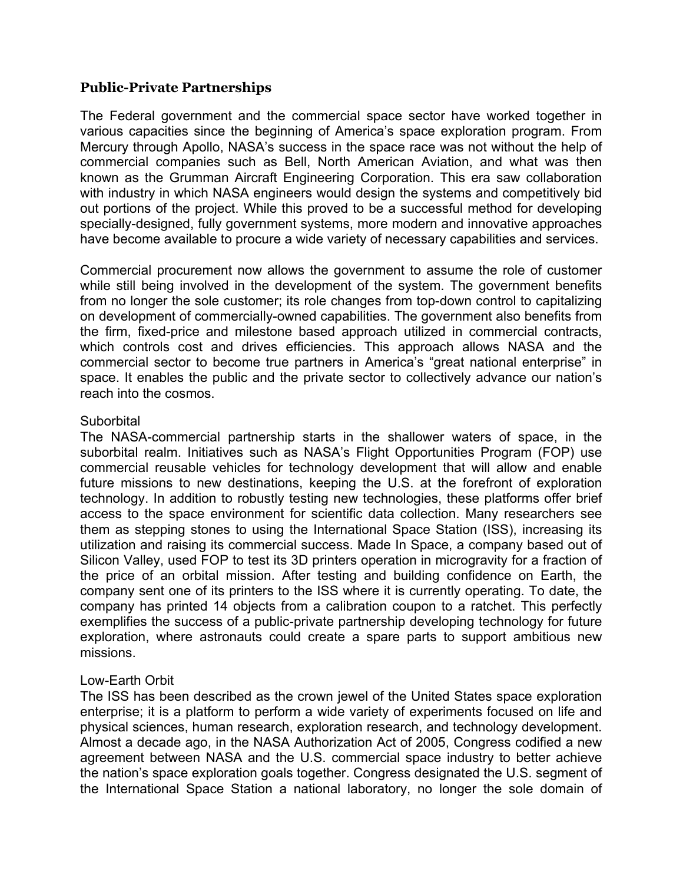## Public-Private Partnerships

The Federal government and the commercial space sector have worked together in various capacities since the beginning of America's space exploration program. From Mercury through Apollo, NASA's success in the space race was not without the help of commercial companies such as Bell, North American Aviation, and what was then known as the Grumman Aircraft Engineering Corporation. This era saw collaboration with industry in which NASA engineers would design the systems and competitively bid out portions of the project. While this proved to be a successful method for developing specially-designed, fully government systems, more modern and innovative approaches have become available to procure a wide variety of necessary capabilities and services.

Commercial procurement now allows the government to assume the role of customer while still being involved in the development of the system. The government benefits from no longer the sole customer; its role changes from top-down control to capitalizing on development of commercially-owned capabilities. The government also benefits from the firm, fixed-price and milestone based approach utilized in commercial contracts, which controls cost and drives efficiencies. This approach allows NASA and the commercial sector to become true partners in America's "great national enterprise" in space. It enables the public and the private sector to collectively advance our nation's reach into the cosmos.

### Suborbital

The NASA-commercial partnership starts in the shallower waters of space, in the suborbital realm. Initiatives such as NASA's Flight Opportunities Program (FOP) use commercial reusable vehicles for technology development that will allow and enable future missions to new destinations, keeping the U.S. at the forefront of exploration technology. In addition to robustly testing new technologies, these platforms offer brief access to the space environment for scientific data collection. Many researchers see them as stepping stones to using the International Space Station (ISS), increasing its utilization and raising its commercial success. Made In Space, a company based out of Silicon Valley, used FOP to test its 3D printers operation in microgravity for a fraction of the price of an orbital mission. After testing and building confidence on Earth, the company sent one of its printers to the ISS where it is currently operating. To date, the company has printed 14 objects from a calibration coupon to a ratchet. This perfectly exemplifies the success of a public-private partnership developing technology for future exploration, where astronauts could create a spare parts to support ambitious new missions.

### Low-Earth Orbit

The ISS has been described as the crown jewel of the United States space exploration enterprise; it is a platform to perform a wide variety of experiments focused on life and physical sciences, human research, exploration research, and technology development. Almost a decade ago, in the NASA Authorization Act of 2005, Congress codified a new agreement between NASA and the U.S. commercial space industry to better achieve the nation's space exploration goals together. Congress designated the U.S. segment of the International Space Station a national laboratory, no longer the sole domain of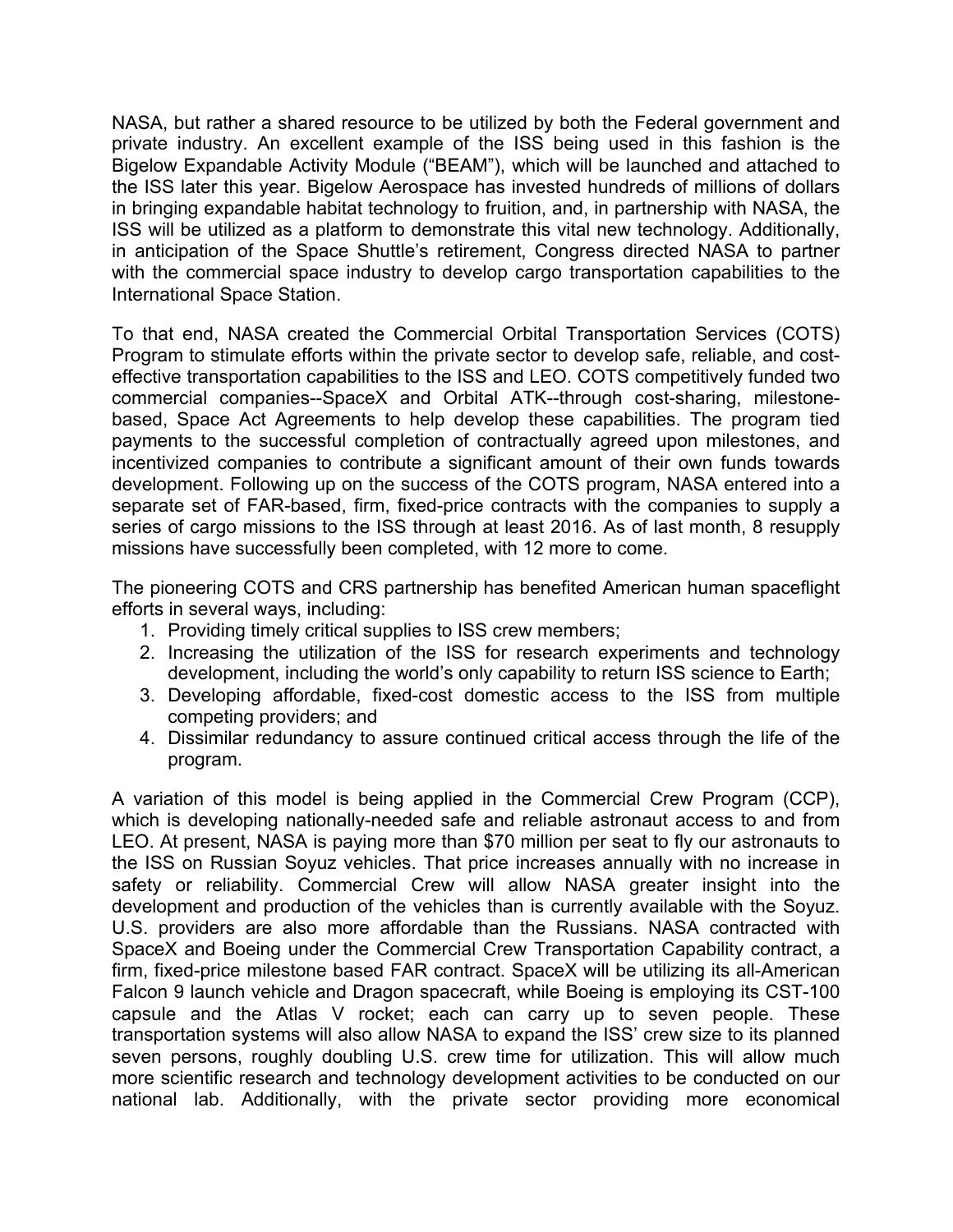NASA, but rather a shared resource to be utilized by both the Federal government and private industry. An excellent example of the ISS being used in this fashion is the Bigelow Expandable Activity Module ("BEAM"), which will be launched and attached to the ISS later this year. Bigelow Aerospace has invested hundreds of millions of dollars in bringing expandable habitat technology to fruition, and, in partnership with NASA, the ISS will be utilized as a platform to demonstrate this vital new technology. Additionally, in anticipation of the Space Shuttle's retirement, Congress directed NASA to partner with the commercial space industry to develop cargo transportation capabilities to the International Space Station.

To that end, NASA created the Commercial Orbital Transportation Services (COTS) Program to stimulate efforts within the private sector to develop safe, reliable, and cost-effective transportation capabilities to the ISS and LEO. COTS competitively funded two commercial companies--SpaceX and Orbital ATK--through cost-sharing, milestone-based, Space Act Agreements to help develop these capabilities. The program tied payments to the successful completion of contractually agreed upon milestones, and incentivized companies to contribute a significant amount of their own funds towards development. Following up on the success of the COTS program, NASA entered into a separate set of FAR-based, firm, fixed-price contracts with the companies to supply a series of cargo missions to the ISS through at least 2016. As of last month, 8 resupply missions have successfully been completed, with 12 more to come.

The pioneering COTS and CRS partnership has benefited American human spaceflight efforts in several ways, including:

1. Providing timely critical supplies to ISS crew members;
2. Increasing the utilization of the ISS for research experiments and technology development, including the world's only capability to return ISS science to Earth;
3. Developing affordable, fixed-cost domestic access to the ISS from multiple competing providers; and
4. Dissimilar redundancy to assure continued critical access through the life of the program.

A variation of this model is being applied in the Commercial Crew Program (CCP), which is developing nationally-needed safe and reliable astronaut access to and from LEO. At present, NASA is paying more than $70 million per seat to fly our astronauts to the ISS on Russian Soyuz vehicles. That price increases annually with no increase in safety or reliability. Commercial Crew will allow NASA greater insight into the development and production of the vehicles than is currently available with the Soyuz. U.S. providers are also more affordable than the Russians. NASA contracted with SpaceX and Boeing under the Commercial Crew Transportation Capability contract, a firm, fixed-price milestone based FAR contract. SpaceX will be utilizing its all-American Falcon 9 launch vehicle and Dragon spacecraft, while Boeing is employing its CST-100 capsule and the Atlas V rocket; each can carry up to seven people. These transportation systems will also allow NASA to expand the ISS' crew size to its planned seven persons, roughly doubling U.S. crew time for utilization. This will allow much more scientific research and technology development activities to be conducted on our national lab. Additionally, with the private sector providing more economical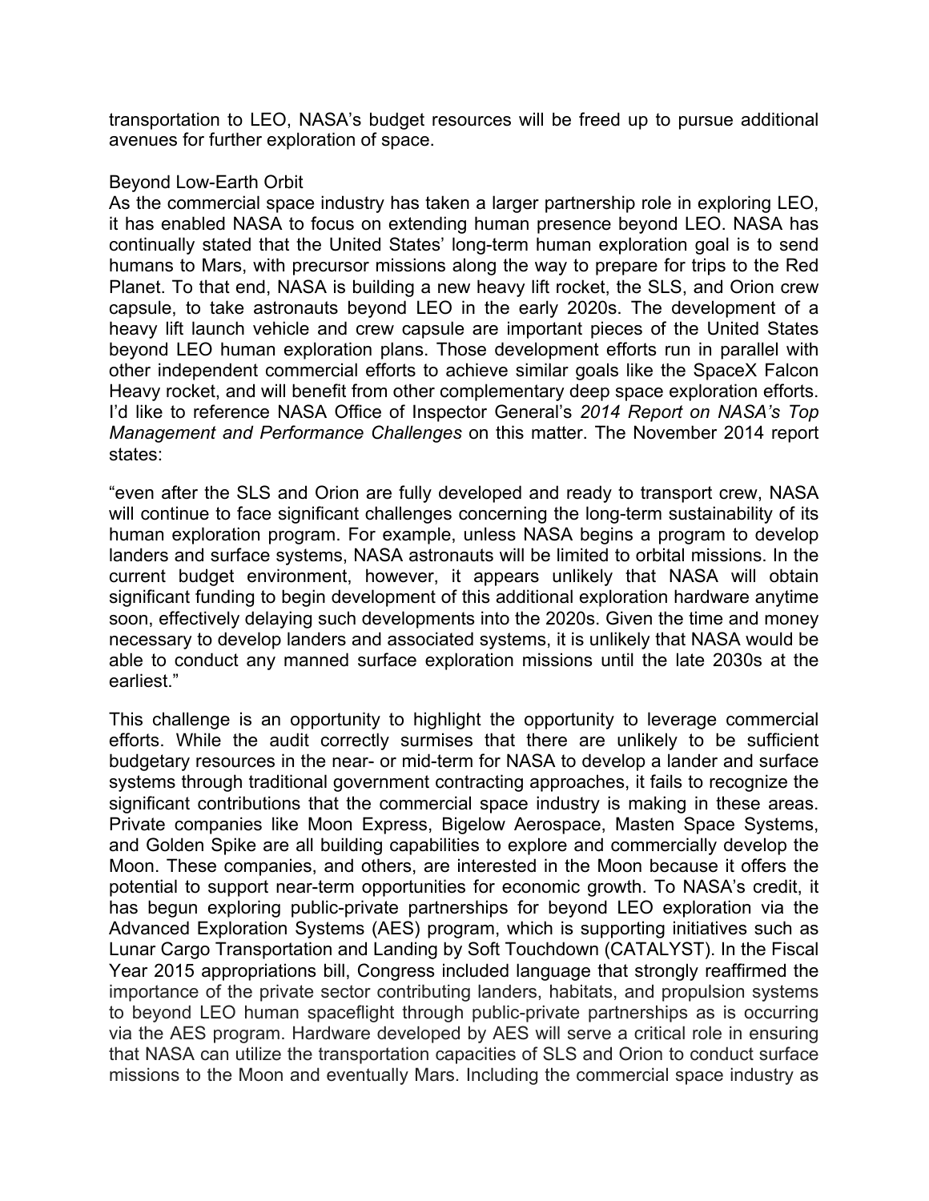transportation to LEO, NASA's budget resources will be freed up to pursue additional avenues for further exploration of space.

## Beyond Low-Earth Orbit

As the commercial space industry has taken a larger partnership role in exploring LEO, it has enabled NASA to focus on extending human presence beyond LEO. NASA has continually stated that the United States' long-term human exploration goal is to send humans to Mars, with precursor missions along the way to prepare for trips to the Red Planet. To that end, NASA is building a new heavy lift rocket, the SLS, and Orion crew capsule, to take astronauts beyond LEO in the early 2020s. The development of a heavy lift launch vehicle and crew capsule are important pieces of the United States beyond LEO human exploration plans. Those development efforts run in parallel with other independent commercial efforts to achieve similar goals like the SpaceX Falcon Heavy rocket, and will benefit from other complementary deep space exploration efforts. I'd like to reference NASA Office of Inspector General's *2014 Report on NASA's Top Management and Performance Challenges* on this matter. The November 2014 report states:

"even after the SLS and Orion are fully developed and ready to transport crew, NASA will continue to face significant challenges concerning the long-term sustainability of its human exploration program. For example, unless NASA begins a program to develop landers and surface systems, NASA astronauts will be limited to orbital missions. In the current budget environment, however, it appears unlikely that NASA will obtain significant funding to begin development of this additional exploration hardware anytime soon, effectively delaying such developments into the 2020s. Given the time and money necessary to develop landers and associated systems, it is unlikely that NASA would be able to conduct any manned surface exploration missions until the late 2030s at the earliest."

This challenge is an opportunity to highlight the opportunity to leverage commercial efforts. While the audit correctly surmises that there are unlikely to be sufficient budgetary resources in the near- or mid-term for NASA to develop a lander and surface systems through traditional government contracting approaches, it fails to recognize the significant contributions that the commercial space industry is making in these areas. Private companies like Moon Express, Bigelow Aerospace, Masten Space Systems, and Golden Spike are all building capabilities to explore and commercially develop the Moon. These companies, and others, are interested in the Moon because it offers the potential to support near-term opportunities for economic growth. To NASA's credit, it has begun exploring public-private partnerships for beyond LEO exploration via the Advanced Exploration Systems (AES) program, which is supporting initiatives such as Lunar Cargo Transportation and Landing by Soft Touchdown (CATALYST). In the Fiscal Year 2015 appropriations bill, Congress included language that strongly reaffirmed the importance of the private sector contributing landers, habitats, and propulsion systems to beyond LEO human spaceflight through public-private partnerships as is occurring via the AES program. Hardware developed by AES will serve a critical role in ensuring that NASA can utilize the transportation capacities of SLS and Orion to conduct surface missions to the Moon and eventually Mars. Including the commercial space industry as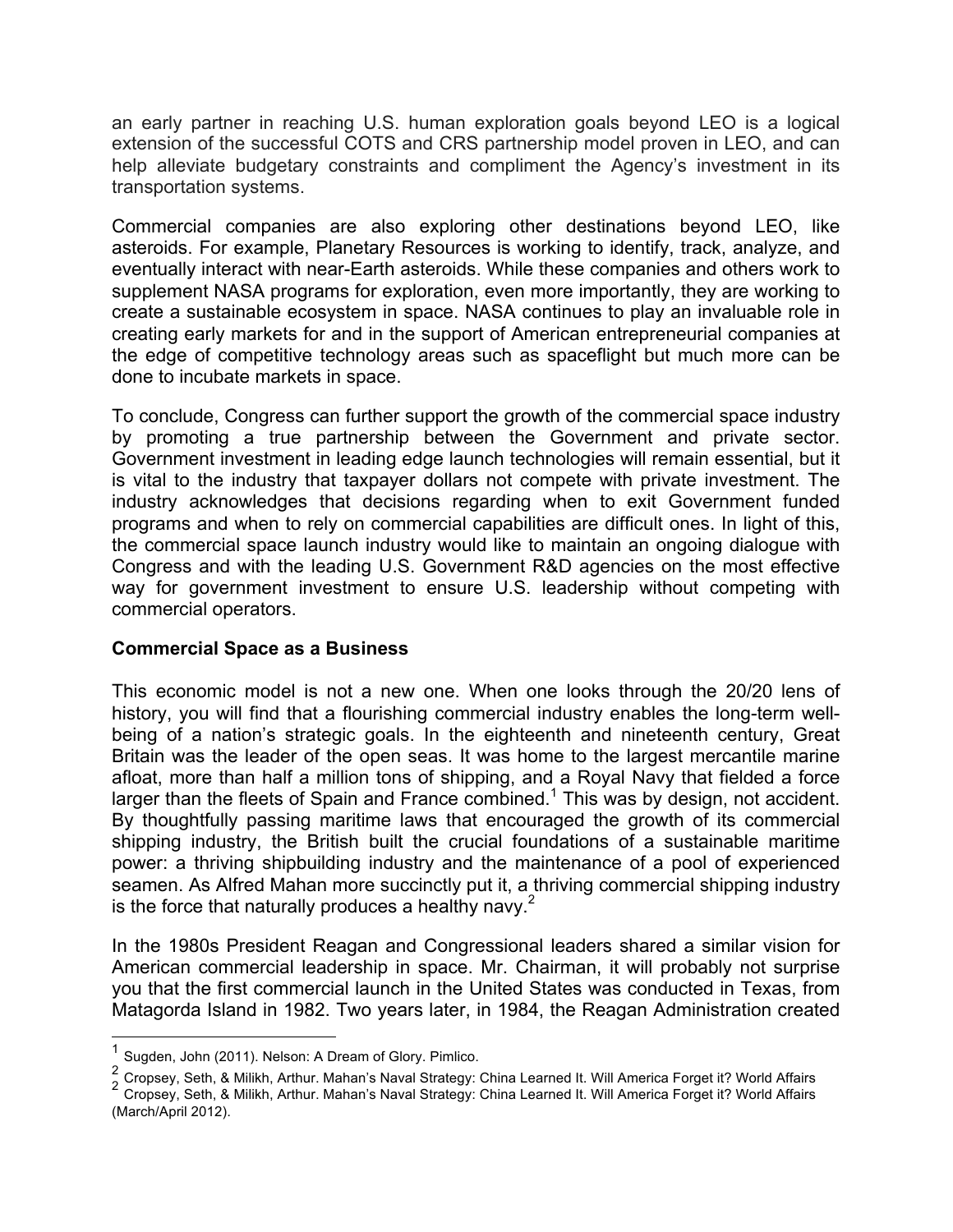an early partner in reaching U.S. human exploration goals beyond LEO is a logical extension of the successful COTS and CRS partnership model proven in LEO, and can help alleviate budgetary constraints and compliment the Agency's investment in its transportation systems.

Commercial companies are also exploring other destinations beyond LEO, like asteroids. For example, Planetary Resources is working to identify, track, analyze, and eventually interact with near-Earth asteroids. While these companies and others work to supplement NASA programs for exploration, even more importantly, they are working to create a sustainable ecosystem in space. NASA continues to play an invaluable role in creating early markets for and in the support of American entrepreneurial companies at the edge of competitive technology areas such as spaceflight but much more can be done to incubate markets in space.

To conclude, Congress can further support the growth of the commercial space industry by promoting a true partnership between the Government and private sector. Government investment in leading edge launch technologies will remain essential, but it is vital to the industry that taxpayer dollars not compete with private investment. The industry acknowledges that decisions regarding when to exit Government funded programs and when to rely on commercial capabilities are difficult ones. In light of this, the commercial space launch industry would like to maintain an ongoing dialogue with Congress and with the leading U.S. Government R&D agencies on the most effective way for government investment to ensure U.S. leadership without competing with commercial operators.

**Commercial Space as a Business**

This economic model is not a new one. When one looks through the 20/20 lens of history, you will find that a flourishing commercial industry enables the long-term well-being of a nation's strategic goals. In the eighteenth and nineteenth century, Great Britain was the leader of the open seas. It was home to the largest mercantile marine afloat, more than half a million tons of shipping, and a Royal Navy that fielded a force larger than the fleets of Spain and France combined.[1] This was by design, not accident. By thoughtfully passing maritime laws that encouraged the growth of its commercial shipping industry, the British built the crucial foundations of a sustainable maritime power: a thriving shipbuilding industry and the maintenance of a pool of experienced seamen. As Alfred Mahan more succinctly put it, a thriving commercial shipping industry is the force that naturally produces a healthy navy.[2]

In the 1980s President Reagan and Congressional leaders shared a similar vision for American commercial leadership in space. Mr. Chairman, it will probably not surprise you that the first commercial launch in the United States was conducted in Texas, from Matagorda Island in 1982. Two years later, in 1984, the Reagan Administration created

---

[1] Sugden, John (2011). Nelson: A Dream of Glory. Pimlico.

[2] Cropsey, Seth, & Milikh, Arthur. Mahan's Naval Strategy: China Learned It. Will America Forget it? World Affairs

[2] Cropsey, Seth, & Milikh, Arthur. Mahan's Naval Strategy: China Learned It. Will America Forget it? World Affairs (March/April 2012).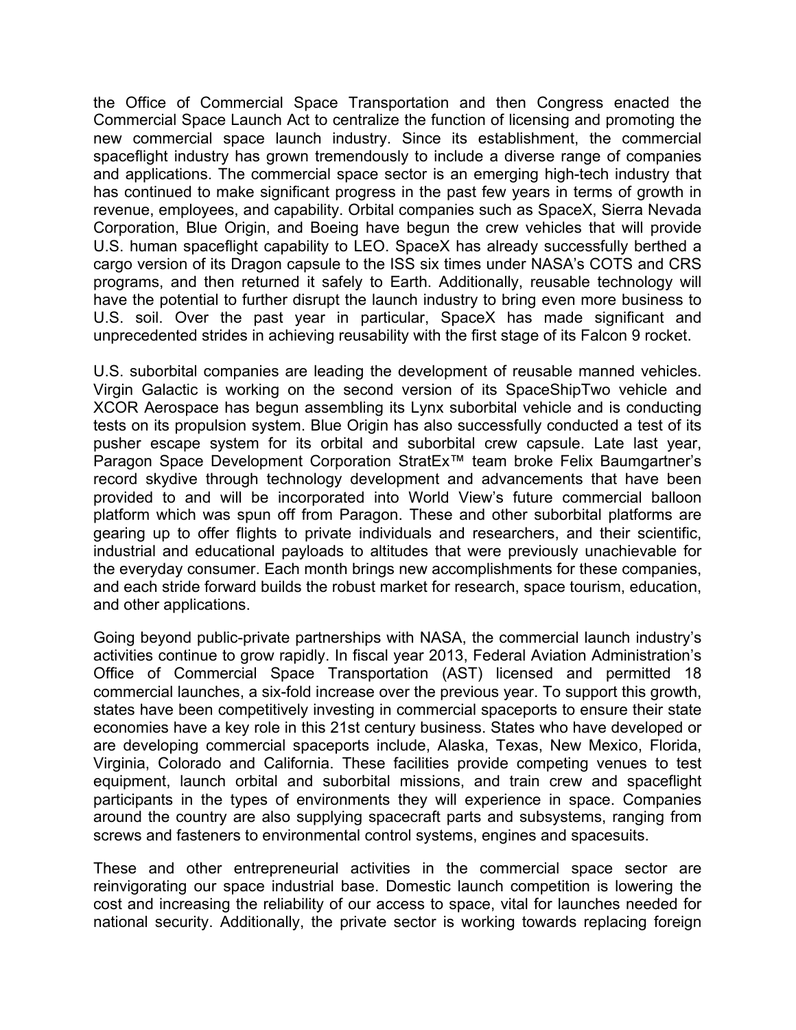the Office of Commercial Space Transportation and then Congress enacted the Commercial Space Launch Act to centralize the function of licensing and promoting the new commercial space launch industry. Since its establishment, the commercial spaceflight industry has grown tremendously to include a diverse range of companies and applications. The commercial space sector is an emerging high-tech industry that has continued to make significant progress in the past few years in terms of growth in revenue, employees, and capability. Orbital companies such as SpaceX, Sierra Nevada Corporation, Blue Origin, and Boeing have begun the crew vehicles that will provide U.S. human spaceflight capability to LEO. SpaceX has already successfully berthed a cargo version of its Dragon capsule to the ISS six times under NASA's COTS and CRS programs, and then returned it safely to Earth. Additionally, reusable technology will have the potential to further disrupt the launch industry to bring even more business to U.S. soil. Over the past year in particular, SpaceX has made significant and unprecedented strides in achieving reusability with the first stage of its Falcon 9 rocket.

U.S. suborbital companies are leading the development of reusable manned vehicles. Virgin Galactic is working on the second version of its SpaceShipTwo vehicle and XCOR Aerospace has begun assembling its Lynx suborbital vehicle and is conducting tests on its propulsion system. Blue Origin has also successfully conducted a test of its pusher escape system for its orbital and suborbital crew capsule. Late last year, Paragon Space Development Corporation StratEx™ team broke Felix Baumgartner's record skydive through technology development and advancements that have been provided to and will be incorporated into World View's future commercial balloon platform which was spun off from Paragon. These and other suborbital platforms are gearing up to offer flights to private individuals and researchers, and their scientific, industrial and educational payloads to altitudes that were previously unachievable for the everyday consumer. Each month brings new accomplishments for these companies, and each stride forward builds the robust market for research, space tourism, education, and other applications.

Going beyond public-private partnerships with NASA, the commercial launch industry's activities continue to grow rapidly. In fiscal year 2013, Federal Aviation Administration's Office of Commercial Space Transportation (AST) licensed and permitted 18 commercial launches, a six-fold increase over the previous year. To support this growth, states have been competitively investing in commercial spaceports to ensure their state economies have a key role in this 21st century business. States who have developed or are developing commercial spaceports include, Alaska, Texas, New Mexico, Florida, Virginia, Colorado and California. These facilities provide competing venues to test equipment, launch orbital and suborbital missions, and train crew and spaceflight participants in the types of environments they will experience in space. Companies around the country are also supplying spacecraft parts and subsystems, ranging from screws and fasteners to environmental control systems, engines and spacesuits.

These and other entrepreneurial activities in the commercial space sector are reinvigorating our space industrial base. Domestic launch competition is lowering the cost and increasing the reliability of our access to space, vital for launches needed for national security. Additionally, the private sector is working towards replacing foreign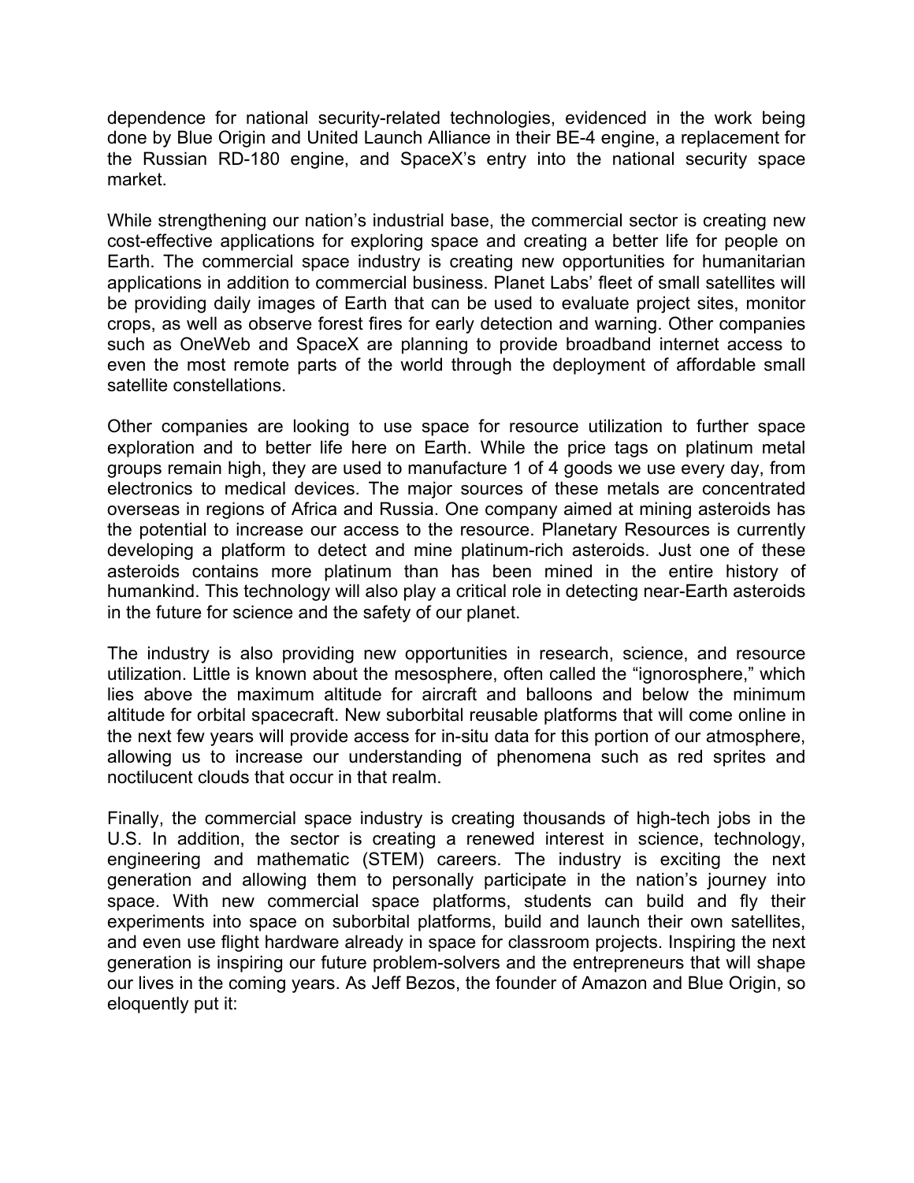dependence for national security-related technologies, evidenced in the work being done by Blue Origin and United Launch Alliance in their BE-4 engine, a replacement for the Russian RD-180 engine, and SpaceX's entry into the national security space market.

While strengthening our nation's industrial base, the commercial sector is creating new cost-effective applications for exploring space and creating a better life for people on Earth. The commercial space industry is creating new opportunities for humanitarian applications in addition to commercial business. Planet Labs' fleet of small satellites will be providing daily images of Earth that can be used to evaluate project sites, monitor crops, as well as observe forest fires for early detection and warning. Other companies such as OneWeb and SpaceX are planning to provide broadband internet access to even the most remote parts of the world through the deployment of affordable small satellite constellations.

Other companies are looking to use space for resource utilization to further space exploration and to better life here on Earth. While the price tags on platinum metal groups remain high, they are used to manufacture 1 of 4 goods we use every day, from electronics to medical devices. The major sources of these metals are concentrated overseas in regions of Africa and Russia. One company aimed at mining asteroids has the potential to increase our access to the resource. Planetary Resources is currently developing a platform to detect and mine platinum-rich asteroids. Just one of these asteroids contains more platinum than has been mined in the entire history of humankind. This technology will also play a critical role in detecting near-Earth asteroids in the future for science and the safety of our planet.

The industry is also providing new opportunities in research, science, and resource utilization. Little is known about the mesosphere, often called the "ignorosphere," which lies above the maximum altitude for aircraft and balloons and below the minimum altitude for orbital spacecraft. New suborbital reusable platforms that will come online in the next few years will provide access for in-situ data for this portion of our atmosphere, allowing us to increase our understanding of phenomena such as red sprites and noctilucent clouds that occur in that realm.

Finally, the commercial space industry is creating thousands of high-tech jobs in the U.S. In addition, the sector is creating a renewed interest in science, technology, engineering and mathematic (STEM) careers. The industry is exciting the next generation and allowing them to personally participate in the nation's journey into space. With new commercial space platforms, students can build and fly their experiments into space on suborbital platforms, build and launch their own satellites, and even use flight hardware already in space for classroom projects. Inspiring the next generation is inspiring our future problem-solvers and the entrepreneurs that will shape our lives in the coming years. As Jeff Bezos, the founder of Amazon and Blue Origin, so eloquently put it: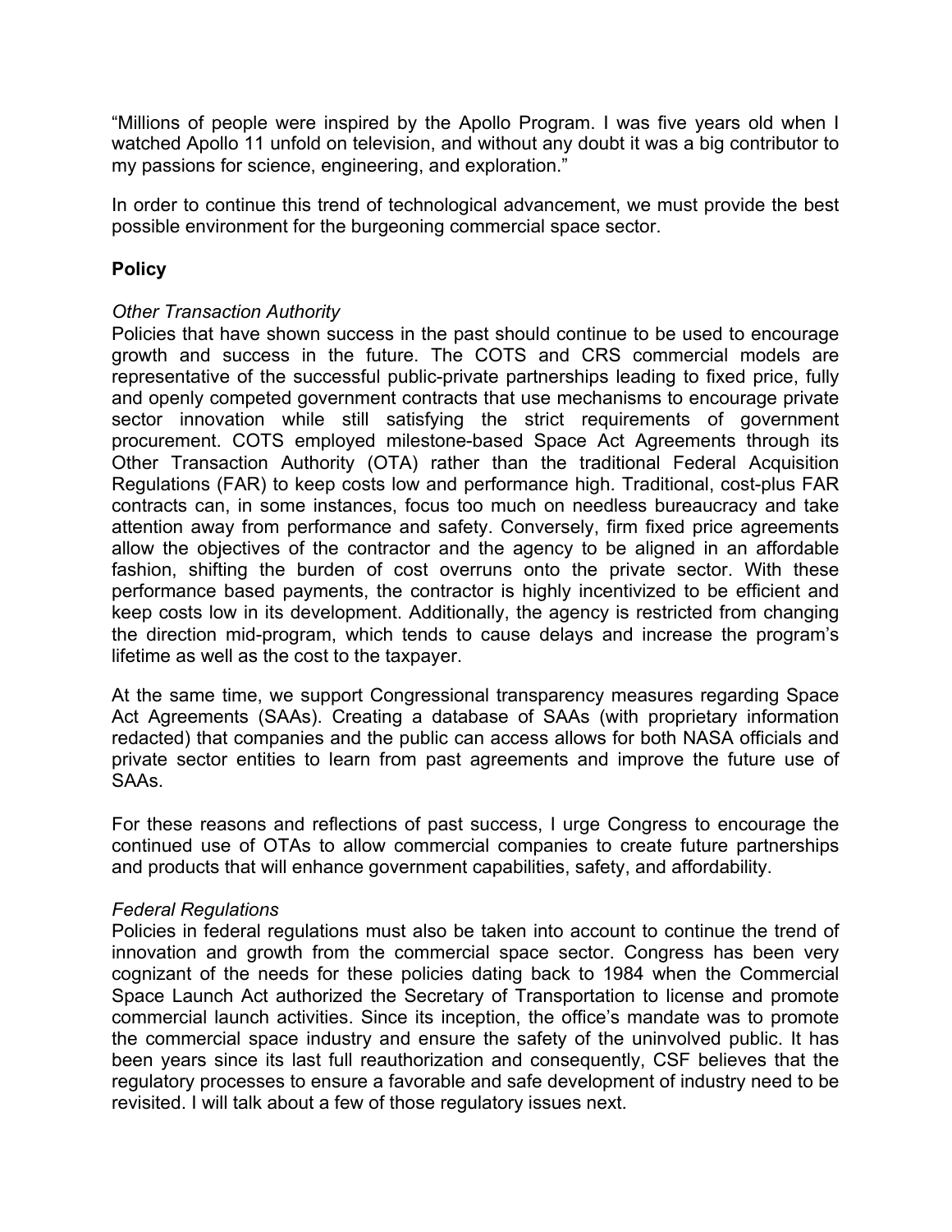"Millions of people were inspired by the Apollo Program. I was five years old when I watched Apollo 11 unfold on television, and without any doubt it was a big contributor to my passions for science, engineering, and exploration."

In order to continue this trend of technological advancement, we must provide the best possible environment for the burgeoning commercial space sector.

**Policy**

*Other Transaction Authority*

Policies that have shown success in the past should continue to be used to encourage growth and success in the future. The COTS and CRS commercial models are representative of the successful public-private partnerships leading to fixed price, fully and openly competed government contracts that use mechanisms to encourage private sector innovation while still satisfying the strict requirements of government procurement. COTS employed milestone-based Space Act Agreements through its Other Transaction Authority (OTA) rather than the traditional Federal Acquisition Regulations (FAR) to keep costs low and performance high. Traditional, cost-plus FAR contracts can, in some instances, focus too much on needless bureaucracy and take attention away from performance and safety. Conversely, firm fixed price agreements allow the objectives of the contractor and the agency to be aligned in an affordable fashion, shifting the burden of cost overruns onto the private sector. With these performance based payments, the contractor is highly incentivized to be efficient and keep costs low in its development. Additionally, the agency is restricted from changing the direction mid-program, which tends to cause delays and increase the program's lifetime as well as the cost to the taxpayer.

At the same time, we support Congressional transparency measures regarding Space Act Agreements (SAAs). Creating a database of SAAs (with proprietary information redacted) that companies and the public can access allows for both NASA officials and private sector entities to learn from past agreements and improve the future use of SAAs.

For these reasons and reflections of past success, I urge Congress to encourage the continued use of OTAs to allow commercial companies to create future partnerships and products that will enhance government capabilities, safety, and affordability.

*Federal Regulations*

Policies in federal regulations must also be taken into account to continue the trend of innovation and growth from the commercial space sector. Congress has been very cognizant of the needs for these policies dating back to 1984 when the Commercial Space Launch Act authorized the Secretary of Transportation to license and promote commercial launch activities. Since its inception, the office's mandate was to promote the commercial space industry and ensure the safety of the uninvolved public. It has been years since its last full reauthorization and consequently, CSF believes that the regulatory processes to ensure a favorable and safe development of industry need to be revisited. I will talk about a few of those regulatory issues next.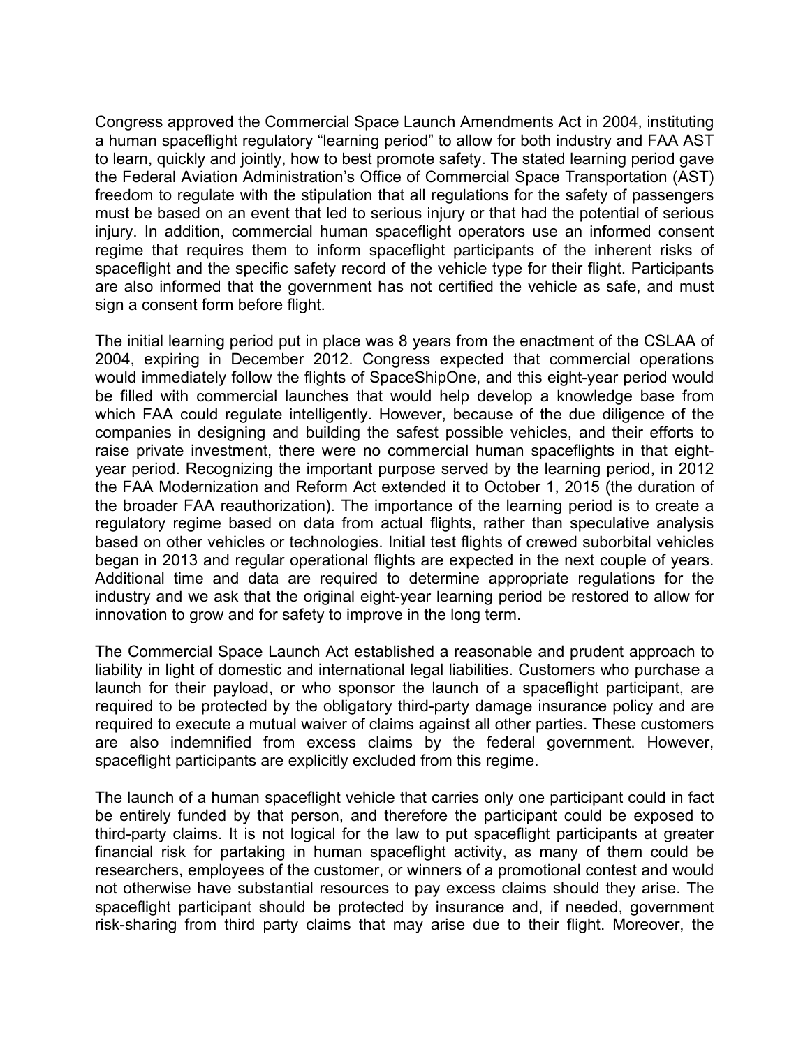Congress approved the Commercial Space Launch Amendments Act in 2004, instituting a human spaceflight regulatory "learning period" to allow for both industry and FAA AST to learn, quickly and jointly, how to best promote safety. The stated learning period gave the Federal Aviation Administration's Office of Commercial Space Transportation (AST) freedom to regulate with the stipulation that all regulations for the safety of passengers must be based on an event that led to serious injury or that had the potential of serious injury. In addition, commercial human spaceflight operators use an informed consent regime that requires them to inform spaceflight participants of the inherent risks of spaceflight and the specific safety record of the vehicle type for their flight. Participants are also informed that the government has not certified the vehicle as safe, and must sign a consent form before flight.

The initial learning period put in place was 8 years from the enactment of the CSLAA of 2004, expiring in December 2012. Congress expected that commercial operations would immediately follow the flights of SpaceShipOne, and this eight-year period would be filled with commercial launches that would help develop a knowledge base from which FAA could regulate intelligently. However, because of the due diligence of the companies in designing and building the safest possible vehicles, and their efforts to raise private investment, there were no commercial human spaceflights in that eight-year period. Recognizing the important purpose served by the learning period, in 2012 the FAA Modernization and Reform Act extended it to October 1, 2015 (the duration of the broader FAA reauthorization). The importance of the learning period is to create a regulatory regime based on data from actual flights, rather than speculative analysis based on other vehicles or technologies. Initial test flights of crewed suborbital vehicles began in 2013 and regular operational flights are expected in the next couple of years. Additional time and data are required to determine appropriate regulations for the industry and we ask that the original eight-year learning period be restored to allow for innovation to grow and for safety to improve in the long term.

The Commercial Space Launch Act established a reasonable and prudent approach to liability in light of domestic and international legal liabilities. Customers who purchase a launch for their payload, or who sponsor the launch of a spaceflight participant, are required to be protected by the obligatory third-party damage insurance policy and are required to execute a mutual waiver of claims against all other parties. These customers are also indemnified from excess claims by the federal government. However, spaceflight participants are explicitly excluded from this regime.

The launch of a human spaceflight vehicle that carries only one participant could in fact be entirely funded by that person, and therefore the participant could be exposed to third-party claims. It is not logical for the law to put spaceflight participants at greater financial risk for partaking in human spaceflight activity, as many of them could be researchers, employees of the customer, or winners of a promotional contest and would not otherwise have substantial resources to pay excess claims should they arise. The spaceflight participant should be protected by insurance and, if needed, government risk-sharing from third party claims that may arise due to their flight. Moreover, the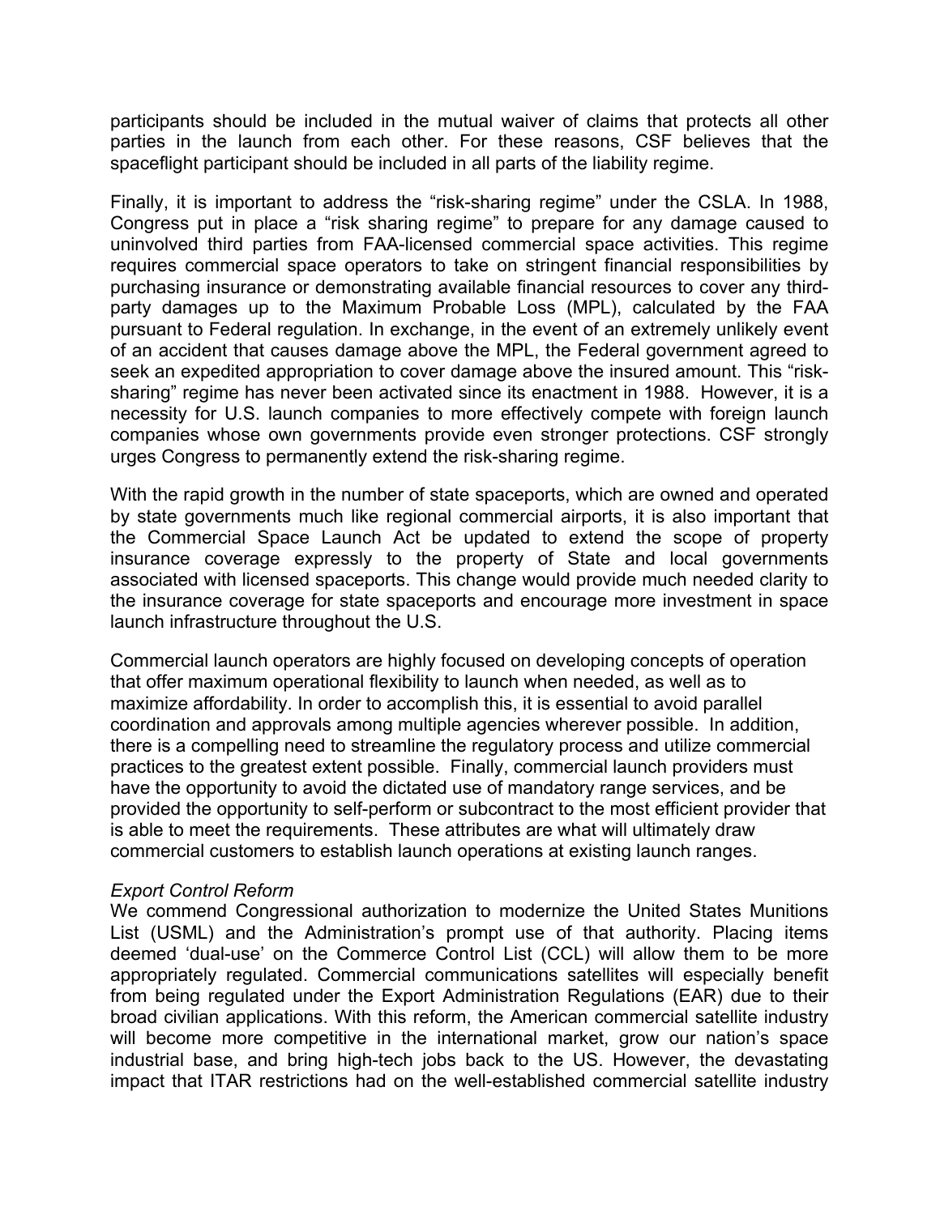participants should be included in the mutual waiver of claims that protects all other parties in the launch from each other. For these reasons, CSF believes that the spaceflight participant should be included in all parts of the liability regime.

Finally, it is important to address the "risk-sharing regime" under the CSLA. In 1988, Congress put in place a "risk sharing regime" to prepare for any damage caused to uninvolved third parties from FAA-licensed commercial space activities. This regime requires commercial space operators to take on stringent financial responsibilities by purchasing insurance or demonstrating available financial resources to cover any third-party damages up to the Maximum Probable Loss (MPL), calculated by the FAA pursuant to Federal regulation. In exchange, in the event of an extremely unlikely event of an accident that causes damage above the MPL, the Federal government agreed to seek an expedited appropriation to cover damage above the insured amount. This "risk-sharing" regime has never been activated since its enactment in 1988. However, it is a necessity for U.S. launch companies to more effectively compete with foreign launch companies whose own governments provide even stronger protections. CSF strongly urges Congress to permanently extend the risk-sharing regime.

With the rapid growth in the number of state spaceports, which are owned and operated by state governments much like regional commercial airports, it is also important that the Commercial Space Launch Act be updated to extend the scope of property insurance coverage expressly to the property of State and local governments associated with licensed spaceports. This change would provide much needed clarity to the insurance coverage for state spaceports and encourage more investment in space launch infrastructure throughout the U.S.

Commercial launch operators are highly focused on developing concepts of operation that offer maximum operational flexibility to launch when needed, as well as to maximize affordability. In order to accomplish this, it is essential to avoid parallel coordination and approvals among multiple agencies wherever possible. In addition, there is a compelling need to streamline the regulatory process and utilize commercial practices to the greatest extent possible. Finally, commercial launch providers must have the opportunity to avoid the dictated use of mandatory range services, and be provided the opportunity to self-perform or subcontract to the most efficient provider that is able to meet the requirements. These attributes are what will ultimately draw commercial customers to establish launch operations at existing launch ranges.

*Export Control Reform*

We commend Congressional authorization to modernize the United States Munitions List (USML) and the Administration's prompt use of that authority. Placing items deemed 'dual-use' on the Commerce Control List (CCL) will allow them to be more appropriately regulated. Commercial communications satellites will especially benefit from being regulated under the Export Administration Regulations (EAR) due to their broad civilian applications. With this reform, the American commercial satellite industry will become more competitive in the international market, grow our nation's space industrial base, and bring high-tech jobs back to the US. However, the devastating impact that ITAR restrictions had on the well-established commercial satellite industry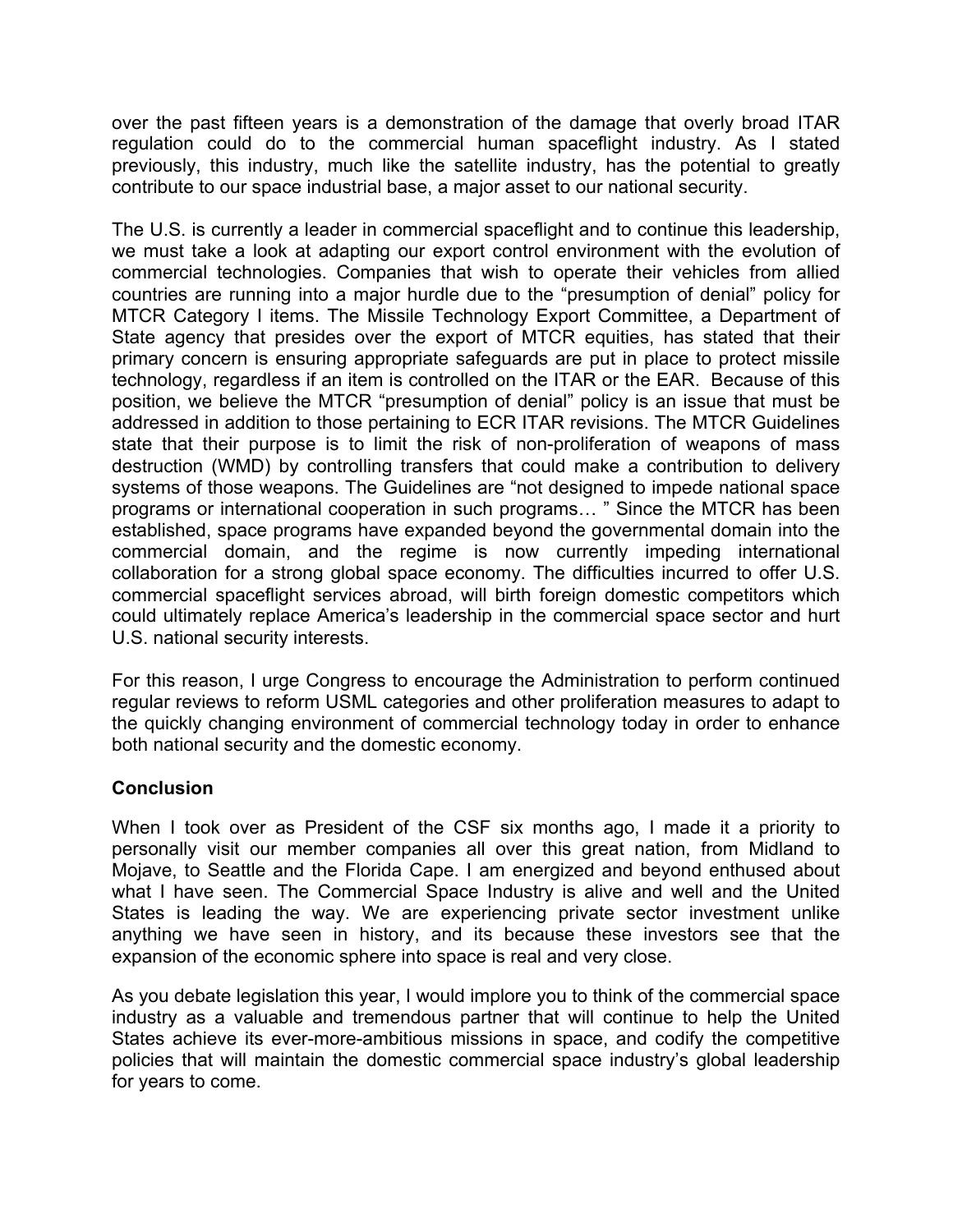over the past fifteen years is a demonstration of the damage that overly broad ITAR regulation could do to the commercial human spaceflight industry. As I stated previously, this industry, much like the satellite industry, has the potential to greatly contribute to our space industrial base, a major asset to our national security.

The U.S. is currently a leader in commercial spaceflight and to continue this leadership, we must take a look at adapting our export control environment with the evolution of commercial technologies. Companies that wish to operate their vehicles from allied countries are running into a major hurdle due to the "presumption of denial" policy for MTCR Category I items. The Missile Technology Export Committee, a Department of State agency that presides over the export of MTCR equities, has stated that their primary concern is ensuring appropriate safeguards are put in place to protect missile technology, regardless if an item is controlled on the ITAR or the EAR. Because of this position, we believe the MTCR "presumption of denial" policy is an issue that must be addressed in addition to those pertaining to ECR ITAR revisions. The MTCR Guidelines state that their purpose is to limit the risk of non-proliferation of weapons of mass destruction (WMD) by controlling transfers that could make a contribution to delivery systems of those weapons. The Guidelines are "not designed to impede national space programs or international cooperation in such programs… " Since the MTCR has been established, space programs have expanded beyond the governmental domain into the commercial domain, and the regime is now currently impeding international collaboration for a strong global space economy. The difficulties incurred to offer U.S. commercial spaceflight services abroad, will birth foreign domestic competitors which could ultimately replace America's leadership in the commercial space sector and hurt U.S. national security interests.

For this reason, I urge Congress to encourage the Administration to perform continued regular reviews to reform USML categories and other proliferation measures to adapt to the quickly changing environment of commercial technology today in order to enhance both national security and the domestic economy.

**Conclusion**

When I took over as President of the CSF six months ago, I made it a priority to personally visit our member companies all over this great nation, from Midland to Mojave, to Seattle and the Florida Cape. I am energized and beyond enthused about what I have seen. The Commercial Space Industry is alive and well and the United States is leading the way. We are experiencing private sector investment unlike anything we have seen in history, and its because these investors see that the expansion of the economic sphere into space is real and very close.

As you debate legislation this year, I would implore you to think of the commercial space industry as a valuable and tremendous partner that will continue to help the United States achieve its ever-more-ambitious missions in space, and codify the competitive policies that will maintain the domestic commercial space industry's global leadership for years to come.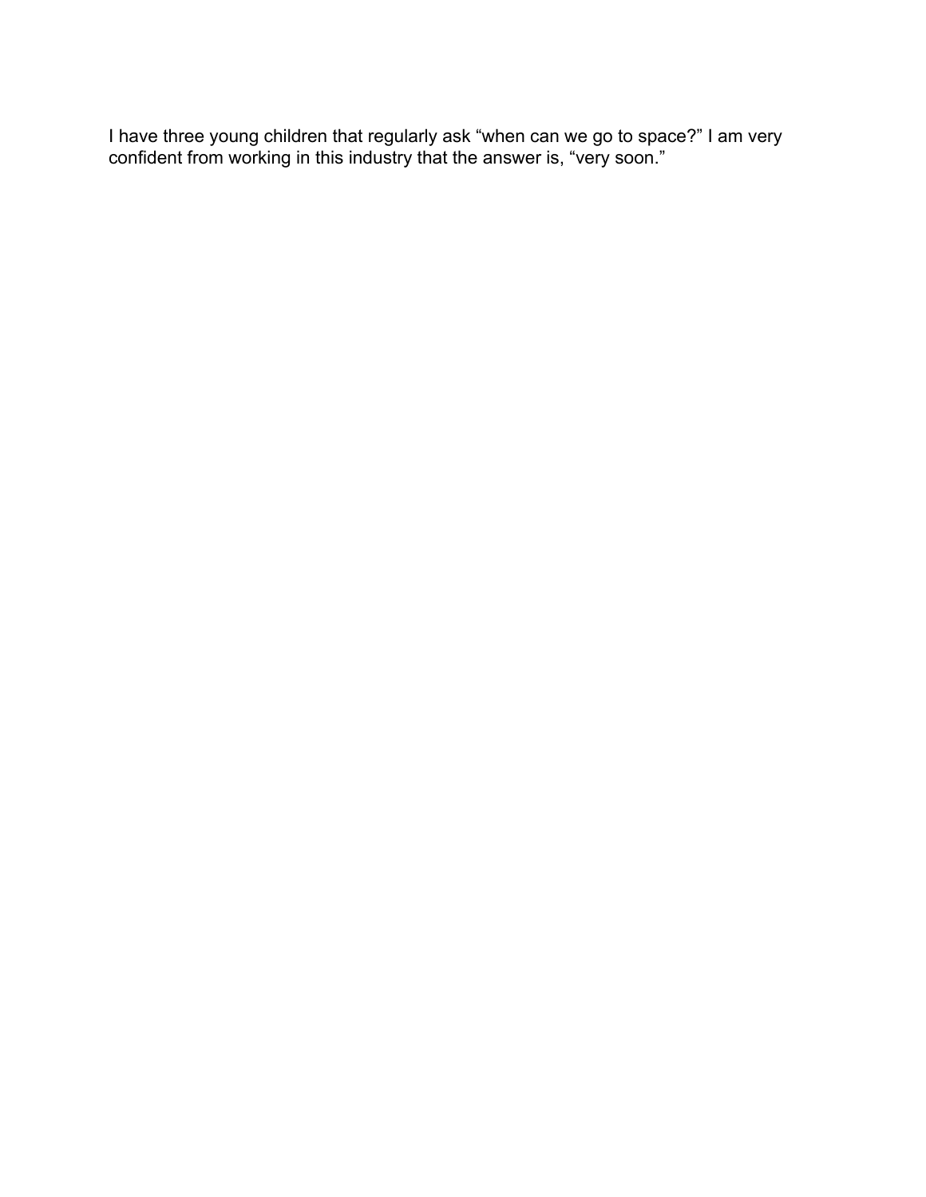I have three young children that regularly ask “when can we go to space?” I am very confident from working in this industry that the answer is, “very soon.”